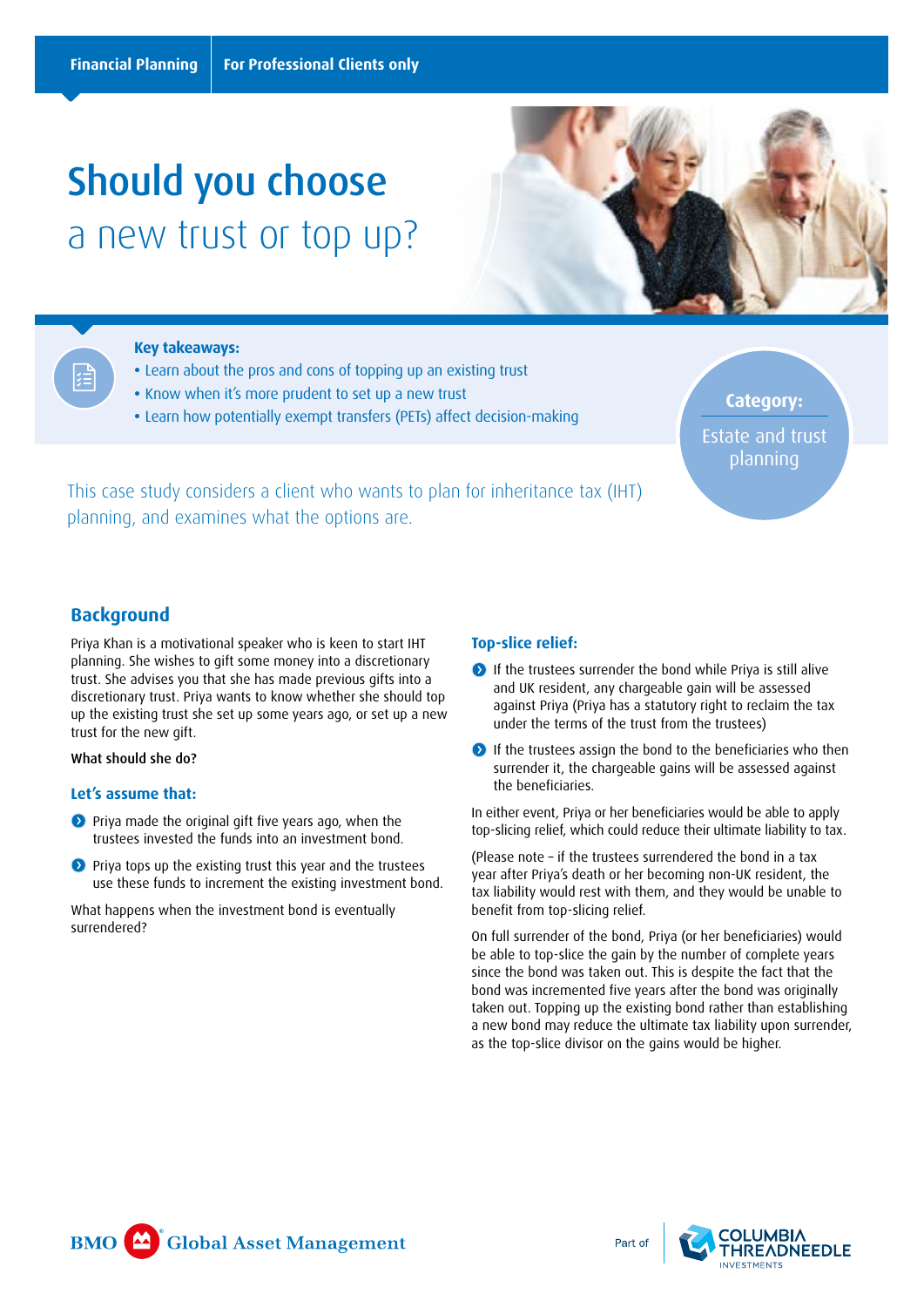Financial Planning | For Professional Clients only

# Should you choose a new trust or top up?

**Key takeaways:**

- Learn about the pros and cons of topping up an existing trust
- Know when it's more prudent to set up a new trust
- Learn how potentially exempt transfers (PETs) affect decision-making

**Category:** Estate and trust planning

This case study considers a client who wants to plan for inheritance tax (IHT) planning, and examines what the options are.

## Background

Priya Khan is a motivational speaker who is keen to start IHT planning. She wishes to gift some money into a discretionary trust. She advises you that she has made previous gifts into a discretionary trust. Priya wants to know whether she should top up the existing trust she set up some years ago, or set up a new trust for the new gift.

What should she do?

### Let's assume that:

- Priya made the original gift five years ago, when the trustees invested the funds into an investment bond.
- Priya tops up the existing trust this year and the trustees use these funds to increment the existing investment bond.

What happens when the investment bond is eventually surrendered?

### Top-slice relief:

- If the trustees surrender the bond while Priya is still alive and UK resident, any chargeable gain will be assessed against Priya (Priya has a statutory right to reclaim the tax under the terms of the trust from the trustees)
- If the trustees assign the bond to the beneficiaries who then surrender it, the chargeable gains will be assessed against the beneficiaries.

In either event, Priya or her beneficiaries would be able to apply top-slicing relief, which could reduce their ultimate liability to tax.

(Please note – if the trustees surrendered the bond in a tax year after Priya's death or her becoming non-UK resident, the tax liability would rest with them, and they would be unable to benefit from top-slicing relief.

On full surrender of the bond, Priya (or her beneficiaries) would be able to top-slice the gain by the number of complete years since the bond was taken out. This is despite the fact that the bond was incremented five years after the bond was originally taken out. Topping up the existing bond rather than establishing a new bond may reduce the ultimate tax liability upon surrender, as the top-slice divisor on the gains would be higher.

BMO Global Asset Management — Part of Columbia Threadneedle Investments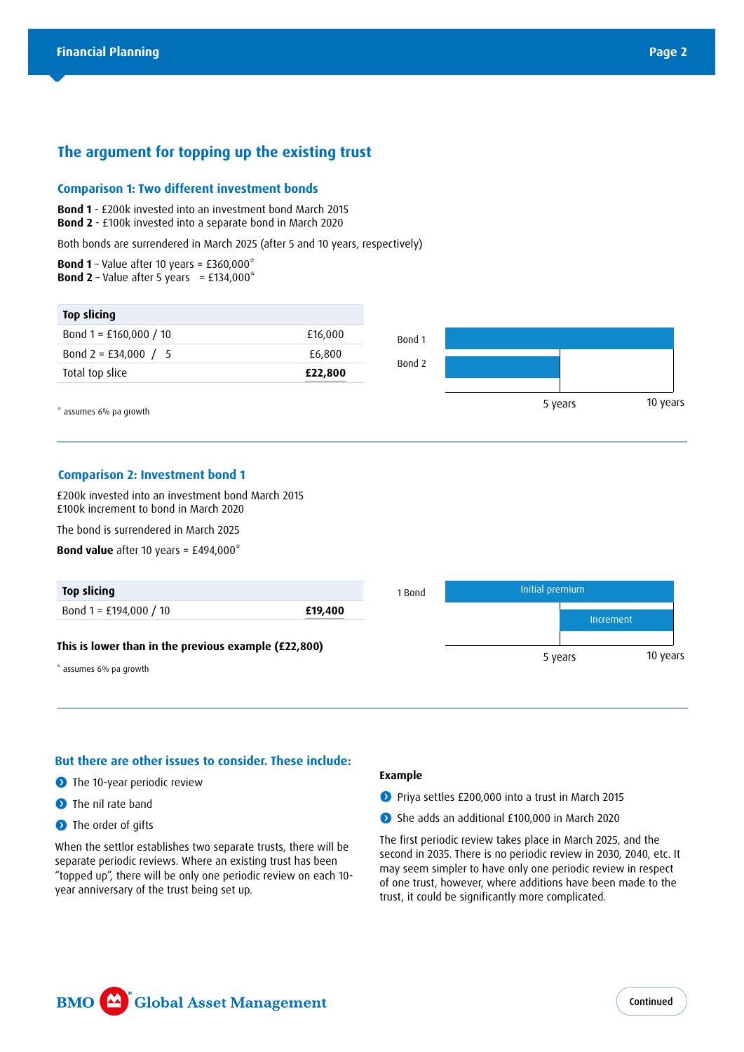## The argument for topping up the existing trust

### Comparison 1: Two different investment bonds

**Bond 1** - £200k invested into an investment bond March 2015
**Bond 2** - £100k invested into a separate bond in March 2020

Both bonds are surrendered in March 2025 (after 5 and 10 years, respectively)

**Bond 1** – Value after 10 years = £360,000*
**Bond 2** – Value after 5 years = £134,000*

| Top slicing | |
|---|---|
| Bond 1 = £160,000 / 10 | £16,000 |
| Bond 2 = £34,000 / 5 | £6,800 |
| Total top slice | **£22,800** |

Bond 1
Bond 2
5 years 10 years

* assumes 6% pa growth

### Comparison 2: Investment bond 1

£200k invested into an investment bond March 2015
£100k increment to bond in March 2020

The bond is surrendered in March 2025

**Bond value** after 10 years = £494,000*

| Top slicing | |
|---|---|
| Bond 1 = £194,000 / 10 | **£19,400** |

**This is lower than in the previous example (£22,800)**

1 Bond
Initial premium
Increment
5 years 10 years

* assumes 6% pa growth

### But there are other issues to consider. These include:

- The 10-year periodic review
- The nil rate band
- The order of gifts

When the settlor establishes two separate trusts, there will be separate periodic reviews. Where an existing trust has been "topped up", there will be only one periodic review on each 10-year anniversary of the trust being set up.

**Example**

- Priya settles £200,000 into a trust in March 2015
- She adds an additional £100,000 in March 2020

The first periodic review takes place in March 2025, and the second in 2035. There is no periodic review in 2030, 2040, etc. It may seem simpler to have only one periodic review in respect of one trust, however, where additions have been made to the trust, it could be significantly more complicated.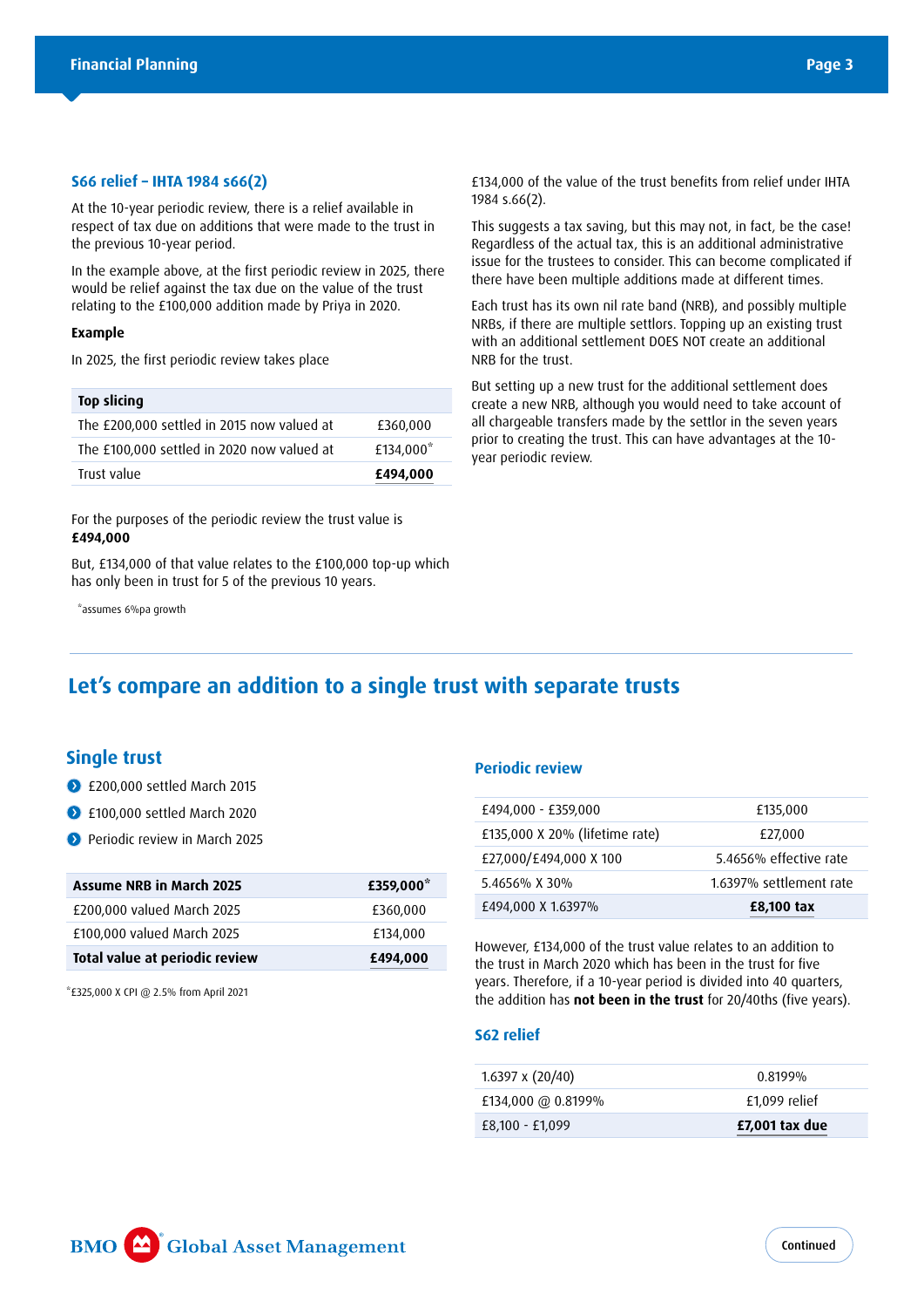### S66 relief – IHTA 1984 s66(2)

At the 10-year periodic review, there is a relief available in respect of tax due on additions that were made to the trust in the previous 10-year period.

In the example above, at the first periodic review in 2025, there would be relief against the tax due on the value of the trust relating to the £100,000 addition made by Priya in 2020.

**Example**

In 2025, the first periodic review takes place

| Top slicing | |
|---|---|
| The £200,000 settled in 2015 now valued at | £360,000 |
| The £100,000 settled in 2020 now valued at | £134,000* |
| Trust value | **£494,000** |

For the purposes of the periodic review the trust value is **£494,000**

But, £134,000 of that value relates to the £100,000 top-up which has only been in trust for 5 of the previous 10 years.

*assumes 6%pa growth

£134,000 of the value of the trust benefits from relief under IHTA 1984 s.66(2).

This suggests a tax saving, but this may not, in fact, be the case! Regardless of the actual tax, this is an additional administrative issue for the trustees to consider. This can become complicated if there have been multiple additions made at different times.

Each trust has its own nil rate band (NRB), and possibly multiple NRBs, if there are multiple settlors. Topping up an existing trust with an additional settlement DOES NOT create an additional NRB for the trust.

But setting up a new trust for the additional settlement does create a new NRB, although you would need to take account of all chargeable transfers made by the settlor in the seven years prior to creating the trust. This can have advantages at the 10-year periodic review.

## Let's compare an addition to a single trust with separate trusts

### Single trust

- £200,000 settled March 2015
- £100,000 settled March 2020
- Periodic review in March 2025

| Assume NRB in March 2025 | £359,000* |
|---|---|
| £200,000 valued March 2025 | £360,000 |
| £100,000 valued March 2025 | £134,000 |
| **Total value at periodic review** | **£494,000** |

*£325,000 X CPI @ 2.5% from April 2021

### Periodic review

| | |
|---|---|
| £494,000 - £359,000 | £135,000 |
| £135,000 X 20% (lifetime rate) | £27,000 |
| £27,000/£494,000 X 100 | 5.4656% effective rate |
| 5.4656% X 30% | 1.6397% settlement rate |
| £494,000 X 1.6397% | **£8,100 tax** |

However, £134,000 of the trust value relates to an addition to the trust in March 2020 which has been in the trust for five years. Therefore, if a 10-year period is divided into 40 quarters, the addition has **not been in the trust** for 20/40ths (five years).

### S62 relief

| | |
|---|---|
| 1.6397 x (20/40) | 0.8199% |
| £134,000 @ 0.8199% | £1,099 relief |
| £8,100 - £1,099 | **£7,001 tax due** |

Continued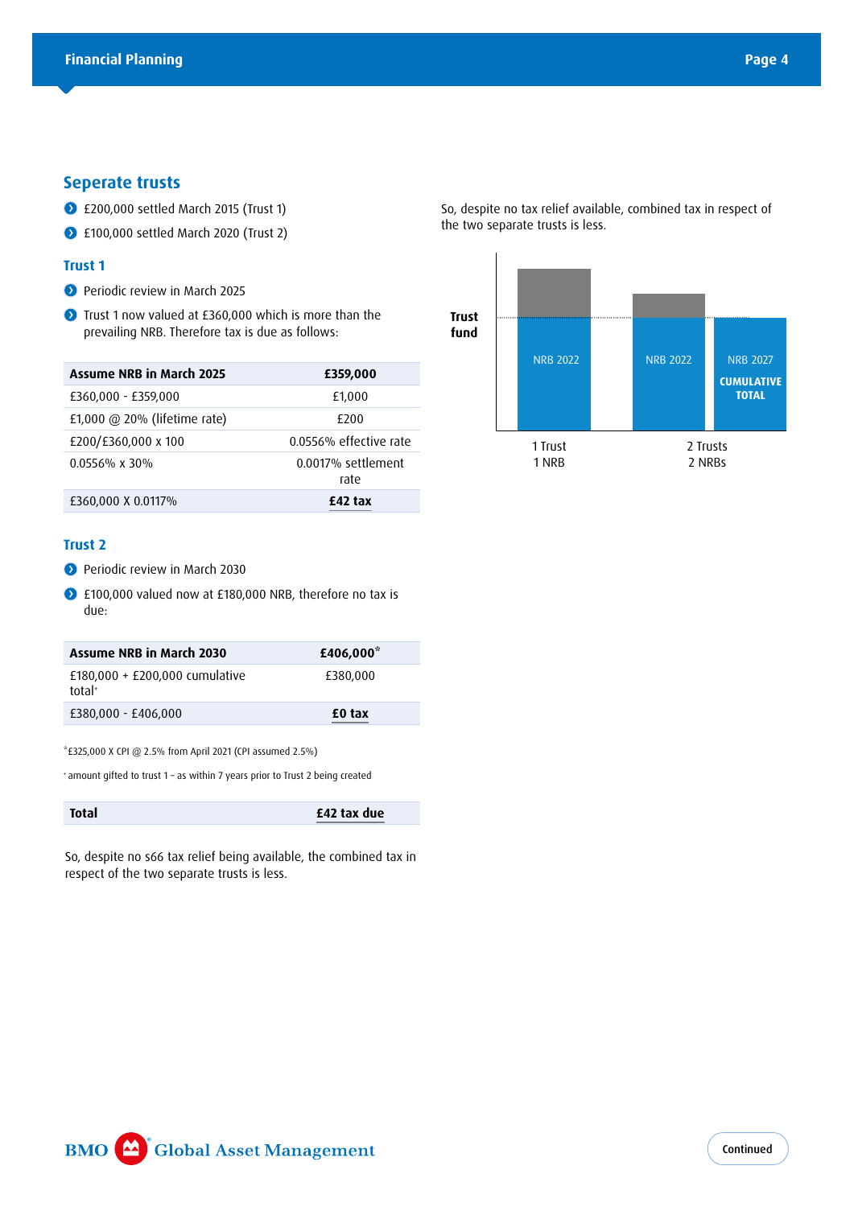## Seperate trusts

- £200,000 settled March 2015 (Trust 1)
- £100,000 settled March 2020 (Trust 2)

### Trust 1

- Periodic review in March 2025
- Trust 1 now valued at £360,000 which is more than the prevailing NRB. Therefore tax is due as follows:

| Assume NRB in March 2025 | £359,000 |
|---|---|
| £360,000 - £359,000 | £1,000 |
| £1,000 @ 20% (lifetime rate) | £200 |
| £200/£360,000 x 100 | 0.0556% effective rate |
| 0.0556% x 30% | 0.0017% settlement rate |
| £360,000 X 0.0117% | **£42 tax** |

### Trust 2

- Periodic review in March 2030
- £100,000 valued now at £180,000 NRB, therefore no tax is due:

| Assume NRB in March 2030 | £406,000* |
|---|---|
| £180,000 + £200,000 cumulative total+ | £380,000 |
| £380,000 - £406,000 | **£0 tax** |

*£325,000 X CPI @ 2.5% from April 2021 (CPI assumed 2.5%)

+ amount gifted to trust 1 – as within 7 years prior to Trust 2 being created

| Total | £42 tax due |
|---|---|

So, despite no s66 tax relief being available, the combined tax in respect of the two separate trusts is less.

So, despite no tax relief available, combined tax in respect of the two separate trusts is less.

Trust fund

NRB 2022 | NRB 2022 | NRB 2027 CUMULATIVE TOTAL

1 Trust 1 NRB | 2 Trusts 2 NRBs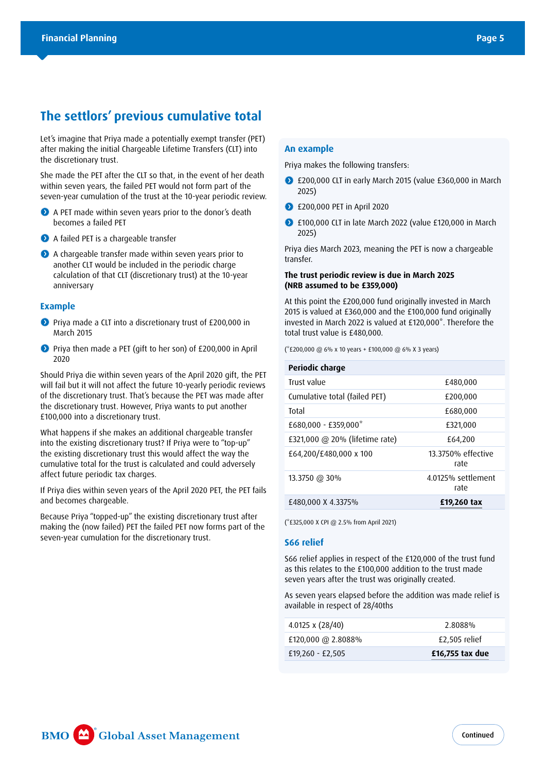## The settlors' previous cumulative total

Let's imagine that Priya made a potentially exempt transfer (PET) after making the initial Chargeable Lifetime Transfers (CLT) into the discretionary trust.

She made the PET after the CLT so that, in the event of her death within seven years, the failed PET would not form part of the seven-year cumulation of the trust at the 10-year periodic review.

- A PET made within seven years prior to the donor's death becomes a failed PET
- A failed PET is a chargeable transfer
- A chargeable transfer made within seven years prior to another CLT would be included in the periodic charge calculation of that CLT (discretionary trust) at the 10-year anniversary

### Example

- Priya made a CLT into a discretionary trust of £200,000 in March 2015
- Priya then made a PET (gift to her son) of £200,000 in April 2020

Should Priya die within seven years of the April 2020 gift, the PET will fail but it will not affect the future 10-yearly periodic reviews of the discretionary trust. That's because the PET was made after the discretionary trust. However, Priya wants to put another £100,000 into a discretionary trust.

What happens if she makes an additional chargeable transfer into the existing discretionary trust? If Priya were to "top-up" the existing discretionary trust this would affect the way the cumulative total for the trust is calculated and could adversely affect future periodic tax charges.

If Priya dies within seven years of the April 2020 PET, the PET fails and becomes chargeable.

Because Priya "topped-up" the existing discretionary trust after making the (now failed) PET the failed PET now forms part of the seven-year cumulation for the discretionary trust.

### An example

Priya makes the following transfers:

- £200,000 CLT in early March 2015 (value £360,000 in March 2025)
- £200,000 PET in April 2020
- £100,000 CLT in late March 2022 (value £120,000 in March 2025)

Priya dies March 2023, meaning the PET is now a chargeable transfer.

**The trust periodic review is due in March 2025 (NRB assumed to be £359,000)**

At this point the £200,000 fund originally invested in March 2015 is valued at £360,000 and the £100,000 fund originally invested in March 2022 is valued at £120,000*. Therefore the total trust value is £480,000.

(*£200,000 @ 6% x 10 years + £100,000 @ 6% X 3 years)

| Periodic charge | |
|---|---|
| Trust value | £480,000 |
| Cumulative total (failed PET) | £200,000 |
| Total | £680,000 |
| £680,000 - £359,000* | £321,000 |
| £321,000 @ 20% (lifetime rate) | £64,200 |
| £64,200/£480,000 x 100 | 13.3750% effective rate |
| 13.3750 @ 30% | 4.0125% settlement rate |
| £480,000 X 4.3375% | **£19,260 tax** |

(*£325,000 X CPI @ 2.5% from April 2021)

### S66 relief

S66 relief applies in respect of the £120,000 of the trust fund as this relates to the £100,000 addition to the trust made seven years after the trust was originally created.

As seven years elapsed before the addition was made relief is available in respect of 28/40ths

| | |
|---|---|
| 4.0125 x (28/40) | 2.8088% |
| £120,000 @ 2.8088% | £2,505 relief |
| £19,260 - £2,505 | **£16,755 tax due** |

Continued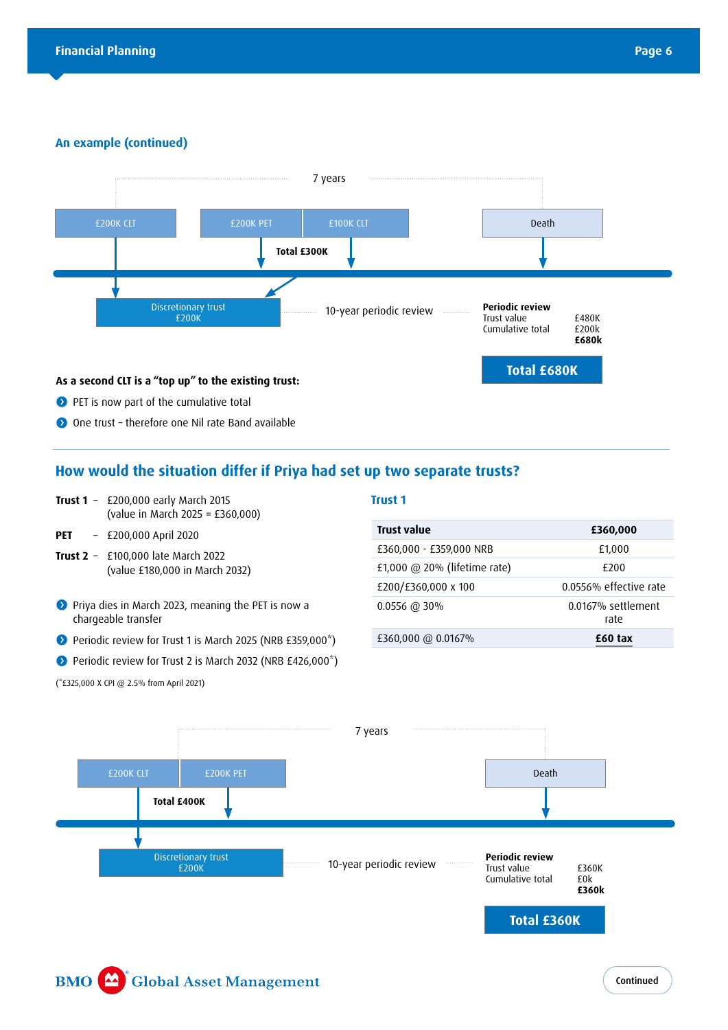## An example (continued)

7 years

£200K CLT | £200K PET | £100K CLT | Death

Total £300K

Discretionary trust
£200K

10-year periodic review

**Periodic review**

| | |
|---|---|
| Trust value | £480K |
| Cumulative total | £200K |
| | **£680K** |

**Total £680K**

**As a second CLT is a "top up" to the existing trust:**

- PET is now part of the cumulative total
- One trust – therefore one Nil rate Band available

## How would the situation differ if Priya had set up two separate trusts?

**Trust 1** – £200,000 early March 2015
(value in March 2025 = £360,000)

**PET** – £200,000 April 2020

**Trust 2** – £100,000 late March 2022
(value £180,000 in March 2032)

- Priya dies in March 2023, meaning the PET is now a chargeable transfer
- Periodic review for Trust 1 is March 2025 (NRB £359,000*)
- Periodic review for Trust 2 is March 2032 (NRB £426,000*)

(*£325,000 X CPI @ 2.5% from April 2021)

### Trust 1

| Trust value | £360,000 |
|---|---|
| £360,000 - £359,000 NRB | £1,000 |
| £1,000 @ 20% (lifetime rate) | £200 |
| £200/£360,000 x 100 | 0.0556% effective rate |
| 0.0556 @ 30% | 0.0167% settlement rate |
| £360,000 @ 0.0167% | **£60 tax** |

7 years

£200K CLT | £200K PET | Death

Total £400K

Discretionary trust
£200K

10-year periodic review

**Periodic review**

| | |
|---|---|
| Trust value | £360K |
| Cumulative total | £0k |
| | **£360k** |

**Total £360K**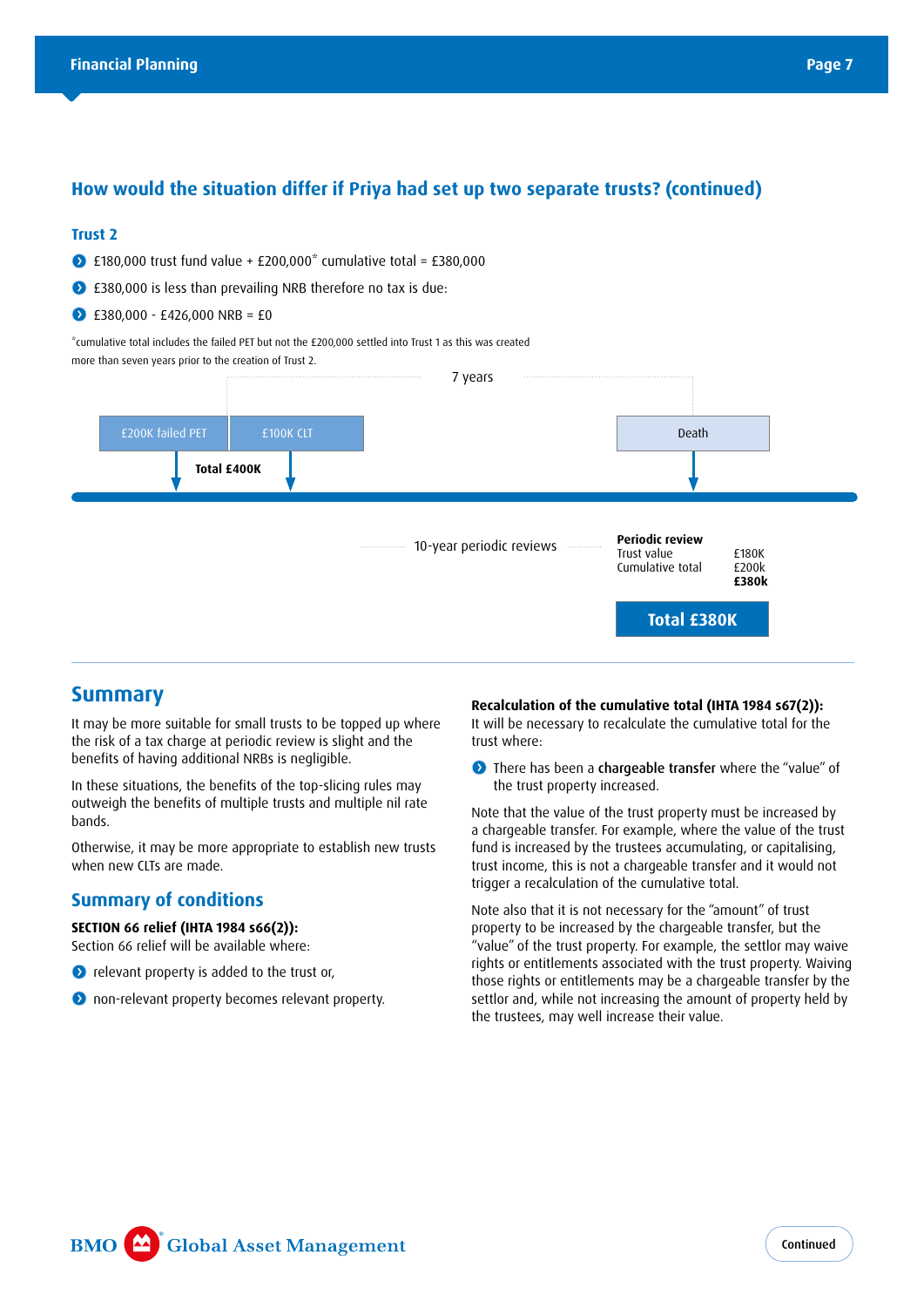## How would the situation differ if Priya had set up two separate trusts? (continued)

### Trust 2

- £180,000 trust fund value + £200,000* cumulative total = £380,000
- £380,000 is less than prevailing NRB therefore no tax is due:
- £380,000 - £426,000 NRB = £0

*cumulative total includes the failed PET but not the £200,000 settled into Trust 1 as this was created more than seven years prior to the creation of Trust 2.

7 years

£200K failed PET | £100K CLT | Death

**Total £400K**

10-year periodic reviews

**Periodic review**

| | |
|---|---|
| Trust value | £180K |
| Cumulative total | £200k |
| | **£380k** |

**Total £380K**

## Summary

It may be more suitable for small trusts to be topped up where the risk of a tax charge at periodic review is slight and the benefits of having additional NRBs is negligible.

In these situations, the benefits of the top-slicing rules may outweigh the benefits of multiple trusts and multiple nil rate bands.

Otherwise, it may be more appropriate to establish new trusts when new CLTs are made.

### Summary of conditions

**SECTION 66 relief (IHTA 1984 s66(2)):**
Section 66 relief will be available where:

- relevant property is added to the trust or,
- non-relevant property becomes relevant property.

**Recalculation of the cumulative total (IHTA 1984 s67(2)):**
It will be necessary to recalculate the cumulative total for the trust where:

- There has been a **chargeable transfer** where the "value" of the trust property increased.

Note that the value of the trust property must be increased by a chargeable transfer. For example, where the value of the trust fund is increased by the trustees accumulating, or capitalising, trust income, this is not a chargeable transfer and it would not trigger a recalculation of the cumulative total.

Note also that it is not necessary for the "amount" of trust property to be increased by the chargeable transfer, but the "value" of the trust property. For example, the settlor may waive rights or entitlements associated with the trust property. Waiving those rights or entitlements may be a chargeable transfer by the settlor and, while not increasing the amount of property held by the trustees, may well increase their value.

Continued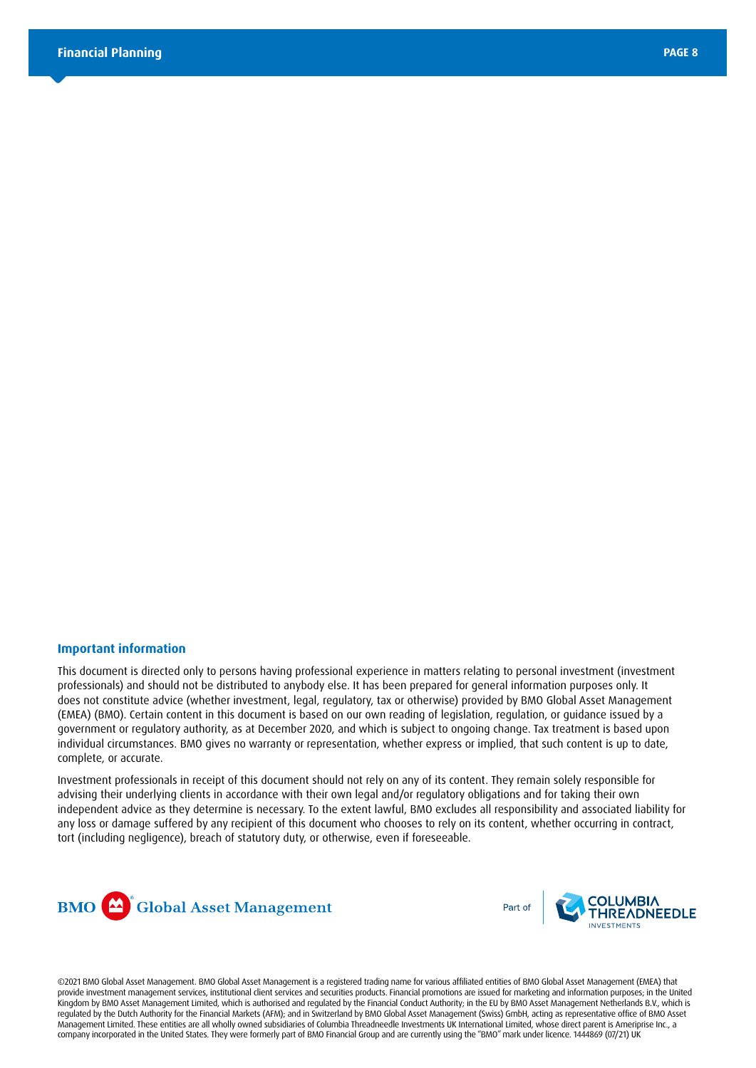## Important information

This document is directed only to persons having professional experience in matters relating to personal investment (investment professionals) and should not be distributed to anybody else. It has been prepared for general information purposes only. It does not constitute advice (whether investment, legal, regulatory, tax or otherwise) provided by BMO Global Asset Management (EMEA) (BMO). Certain content in this document is based on our own reading of legislation, regulation, or guidance issued by a government or regulatory authority, as at December 2020, and which is subject to ongoing change. Tax treatment is based upon individual circumstances. BMO gives no warranty or representation, whether express or implied, that such content is up to date, complete, or accurate.

Investment professionals in receipt of this document should not rely on any of its content. They remain solely responsible for advising their underlying clients in accordance with their own legal and/or regulatory obligations and for taking their own independent advice as they determine is necessary. To the extent lawful, BMO excludes all responsibility and associated liability for any loss or damage suffered by any recipient of this document who chooses to rely on its content, whether occurring in contract, tort (including negligence), breach of statutory duty, or otherwise, even if foreseeable.

BMO Global Asset Management

Part of COLUMBIA THREADNEEDLE INVESTMENTS

©2021 BMO Global Asset Management. BMO Global Asset Management is a registered trading name for various affiliated entities of BMO Global Asset Management (EMEA) that provide investment management services, institutional client services and securities products. Financial promotions are issued for marketing and information purposes; in the United Kingdom by BMO Asset Management Limited, which is authorised and regulated by the Financial Conduct Authority; in the EU by BMO Asset Management Netherlands B.V., which is regulated by the Dutch Authority for the Financial Markets (AFM); and in Switzerland by BMO Global Asset Management (Swiss) GmbH, acting as representative office of BMO Asset Management Limited. These entities are all wholly owned subsidiaries of Columbia Threadneedle Investments UK International Limited, whose direct parent is Ameriprise Inc., a company incorporated in the United States. They were formerly part of BMO Financial Group and are currently using the "BMO" mark under licence. 1444869 (07/21) UK